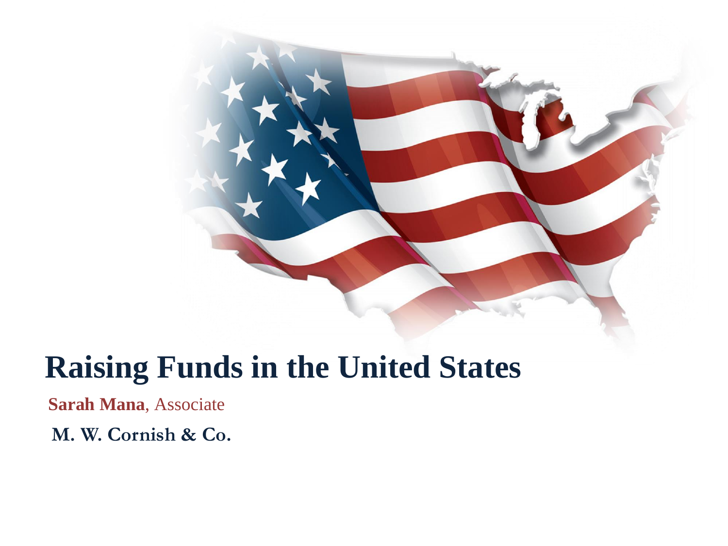# Raising Funds in the United States

**Sarah Mana**, Associate

**M. W. Cornish & Co.**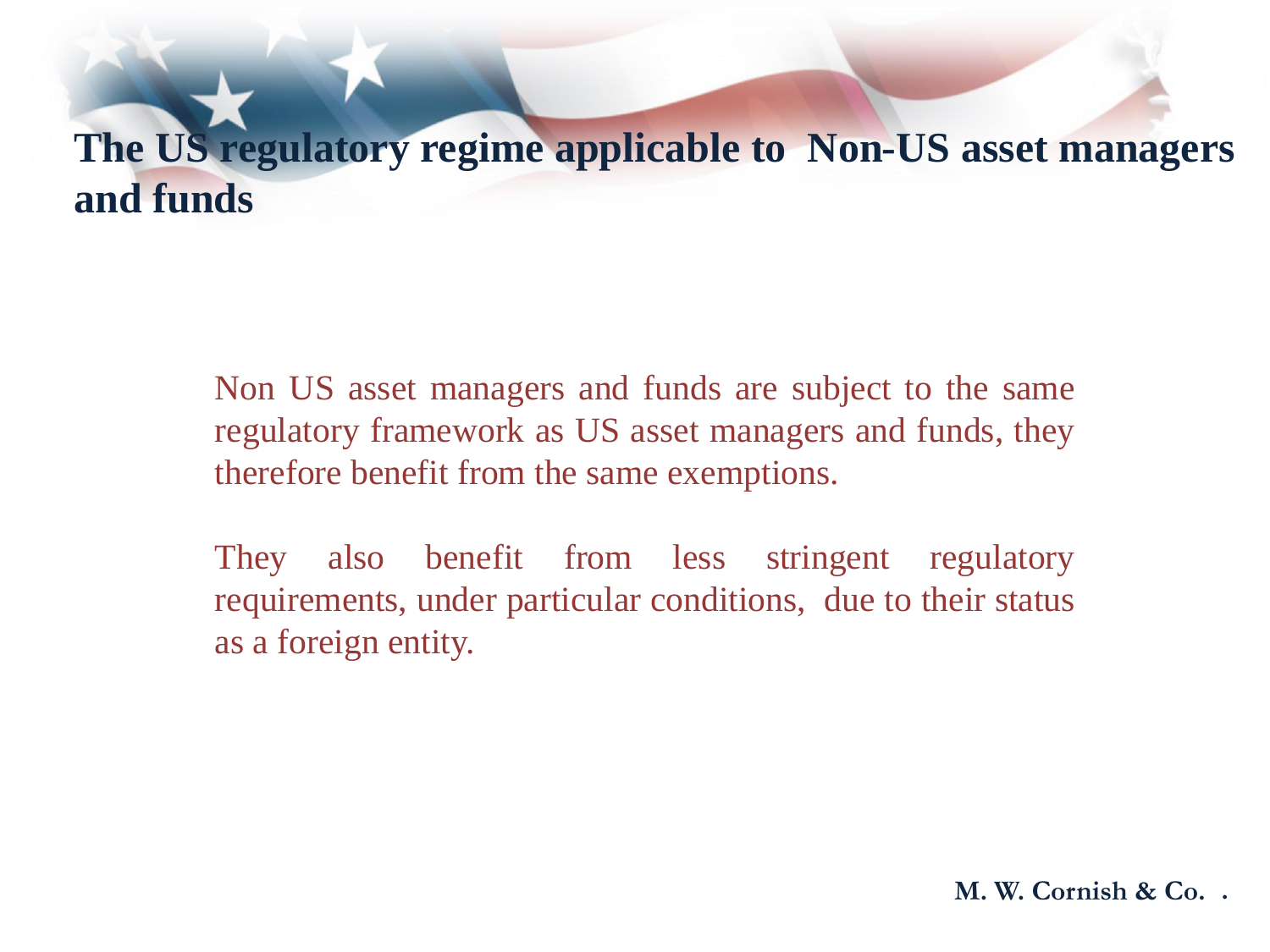# The US regulatory regime applicable to Non-US asset managers and funds

Non US asset managers and funds are subject to the same regulatory framework as US asset managers and funds, they therefore benefit from the same exemptions.

They also benefit from less stringent regulatory requirements, under particular conditions, due to their status as a foreign entity.

**M. W. Cornish & Co. .**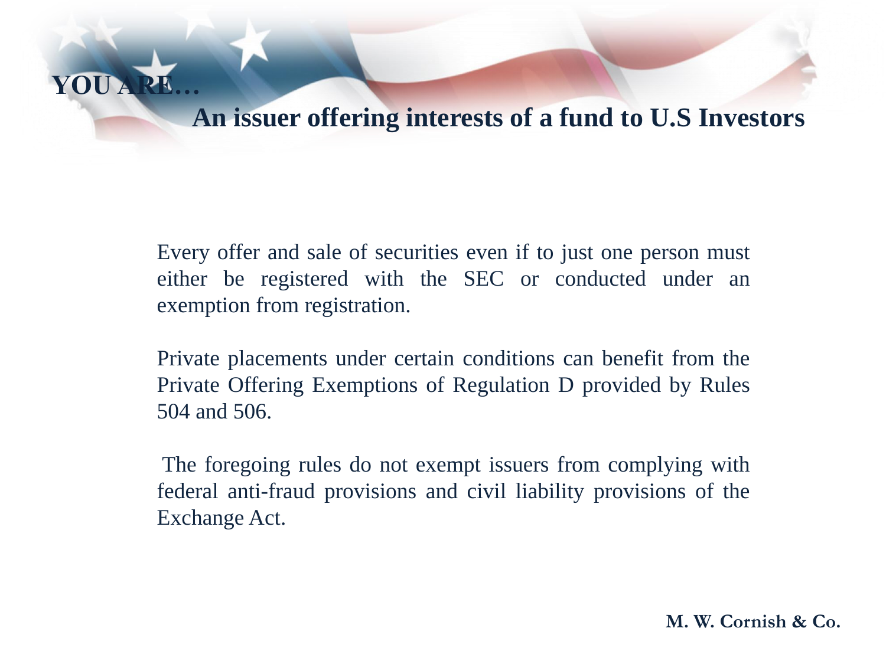**YOU ARE…**

# An issuer offering interests of a fund to U.S Investors

Every offer and sale of securities even if to just one person must either be registered with the SEC or conducted under an exemption from registration.

Private placements under certain conditions can benefit from the Private Offering Exemptions of Regulation D provided by Rules 504 and 506.

The foregoing rules do not exempt issuers from complying with federal anti-fraud provisions and civil liability provisions of the Exchange Act.

**M. W. Cornish & Co.**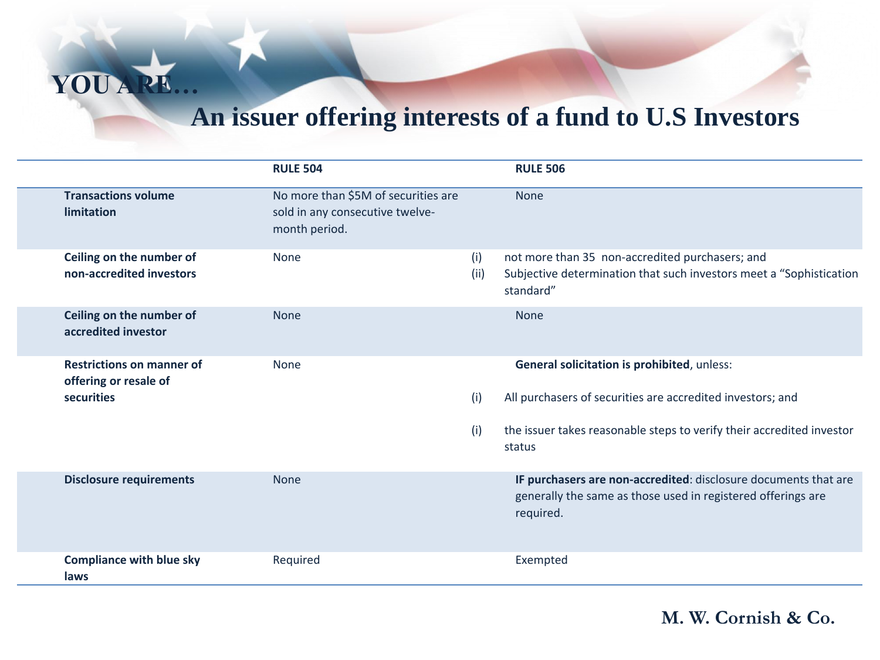# YOU ARE…

## An issuer offering interests of a fund to U.S Investors

| | RULE 504 | RULE 506 |
|---|---|---|
| **Transactions volume limitation** | No more than $5M of securities are sold in any consecutive twelve-month period. | None |
| **Ceiling on the number of non-accredited investors** | None | (i) not more than 35 non-accredited purchasers; and (ii) Subjective determination that such investors meet a “Sophistication standard” |
| **Ceiling on the number of accredited investor** | None | None |
| **Restrictions on manner of offering or resale of securities** | None | **General solicitation is prohibited**, unless: (i) All purchasers of securities are accredited investors; and (i) the issuer takes reasonable steps to verify their accredited investor status |
| **Disclosure requirements** | None | **IF purchasers are non-accredited**: disclosure documents that are generally the same as those used in registered offerings are required. |
| **Compliance with blue sky laws** | Required | Exempted |

**M. W. Cornish & Co.**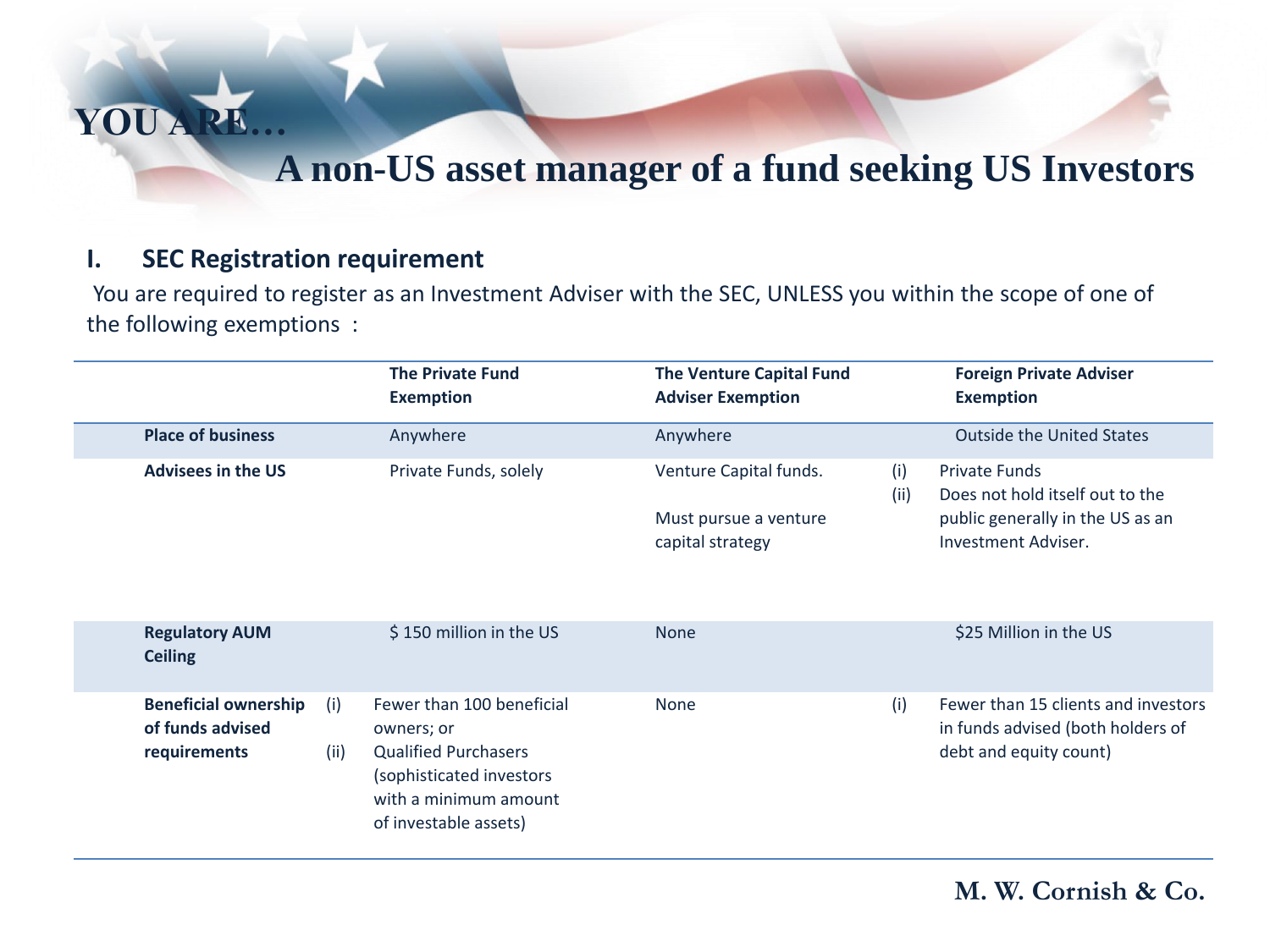# YOU ARE…

## A non-US asset manager of a fund seeking US Investors

### I. SEC Registration requirement

You are required to register as an Investment Adviser with the SEC, UNLESS you within the scope of one of the following exemptions :

| | The Private Fund Exemption | The Venture Capital Fund Adviser Exemption | Foreign Private Adviser Exemption |
|---|---|---|---|
| **Place of business** | Anywhere | Anywhere | Outside the United States |
| **Advisees in the US** | Private Funds, solely | Venture Capital funds.<br><br>Must pursue a venture capital strategy | (i) Private Funds<br>(ii) Does not hold itself out to the public generally in the US as an Investment Adviser. |
| **Regulatory AUM Ceiling** | $ 150 million in the US | None | $25 Million in the US |
| **Beneficial ownership of funds advised requirements** | (i) Fewer than 100 beneficial owners; or<br>(ii) Qualified Purchasers (sophisticated investors with a minimum amount of investable assets) | None | (i) Fewer than 15 clients and investors in funds advised (both holders of debt and equity count) |

M. W. Cornish & Co.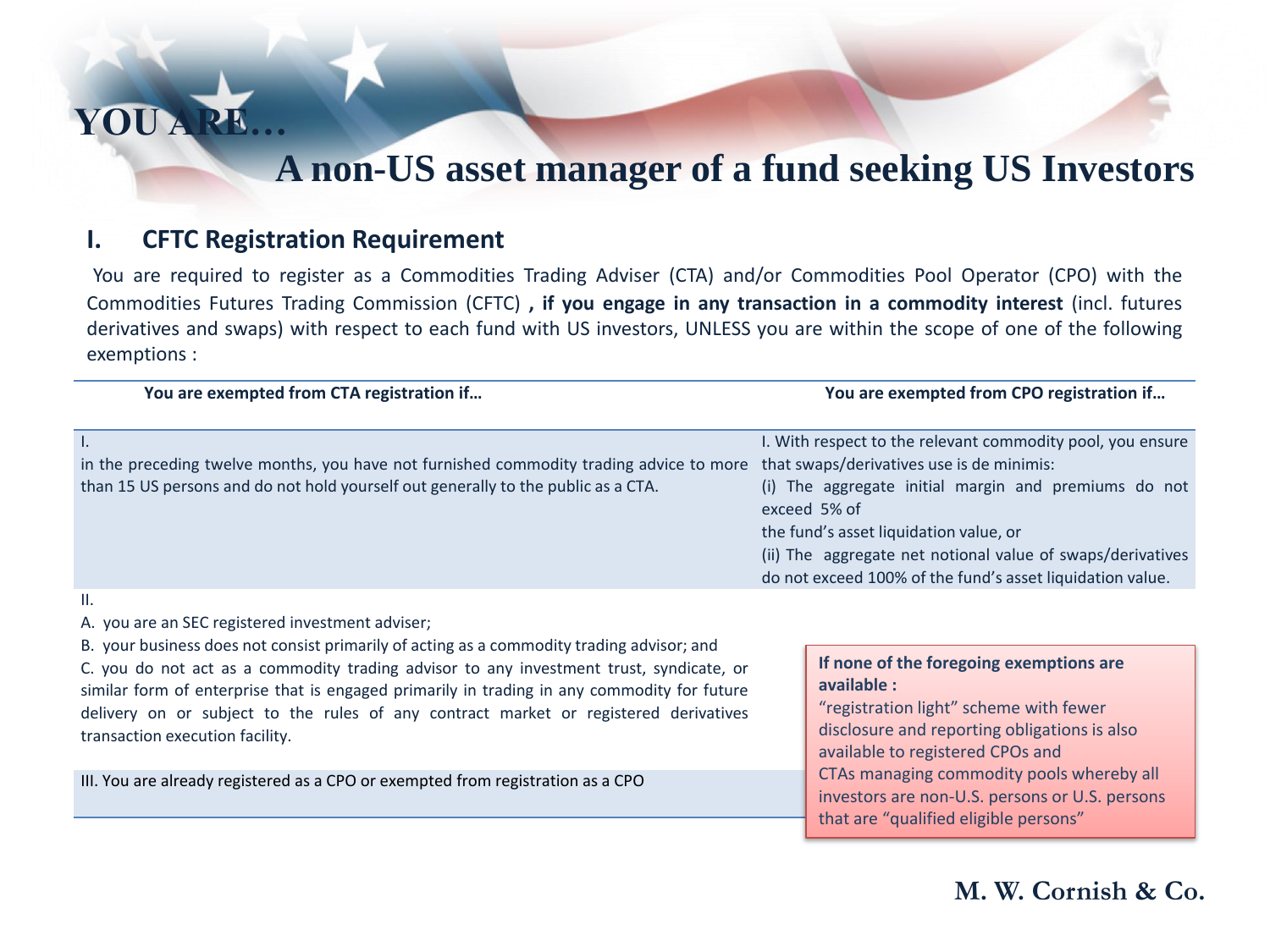# YOU ARE…

## A non-US asset manager of a fund seeking US Investors

### I. CFTC Registration Requirement

You are required to register as a Commodities Trading Adviser (CTA) and/or Commodities Pool Operator (CPO) with the Commodities Futures Trading Commission (CFTC) **, if you engage in any transaction in a commodity interest** (incl. futures derivatives and swaps) with respect to each fund with US investors, UNLESS you are within the scope of one of the following exemptions :

| You are exempted from CTA registration if… | You are exempted from CPO registration if… |
|---|---|
| I.<br>in the preceding twelve months, you have not furnished commodity trading advice to more than 15 US persons and do not hold yourself out generally to the public as a CTA. | I. With respect to the relevant commodity pool, you ensure that swaps/derivatives use is de minimis:<br>(i) The aggregate initial margin and premiums do not exceed 5% of the fund's asset liquidation value, or<br>(ii) The aggregate net notional value of swaps/derivatives do not exceed 100% of the fund's asset liquidation value. |
| II.<br>A. you are an SEC registered investment adviser;<br>B. your business does not consist primarily of acting as a commodity trading advisor; and<br>C. you do not act as a commodity trading advisor to any investment trust, syndicate, or similar form of enterprise that is engaged primarily in trading in any commodity for future delivery on or subject to the rules of any contract market or registered derivatives transaction execution facility. | |
| III. You are already registered as a CPO or exempted from registration as a CPO | |

**If none of the foregoing exemptions are available :**
"registration light" scheme with fewer disclosure and reporting obligations is also available to registered CPOs and CTAs managing commodity pools whereby all investors are non-U.S. persons or U.S. persons that are "qualified eligible persons"

M. W. Cornish & Co.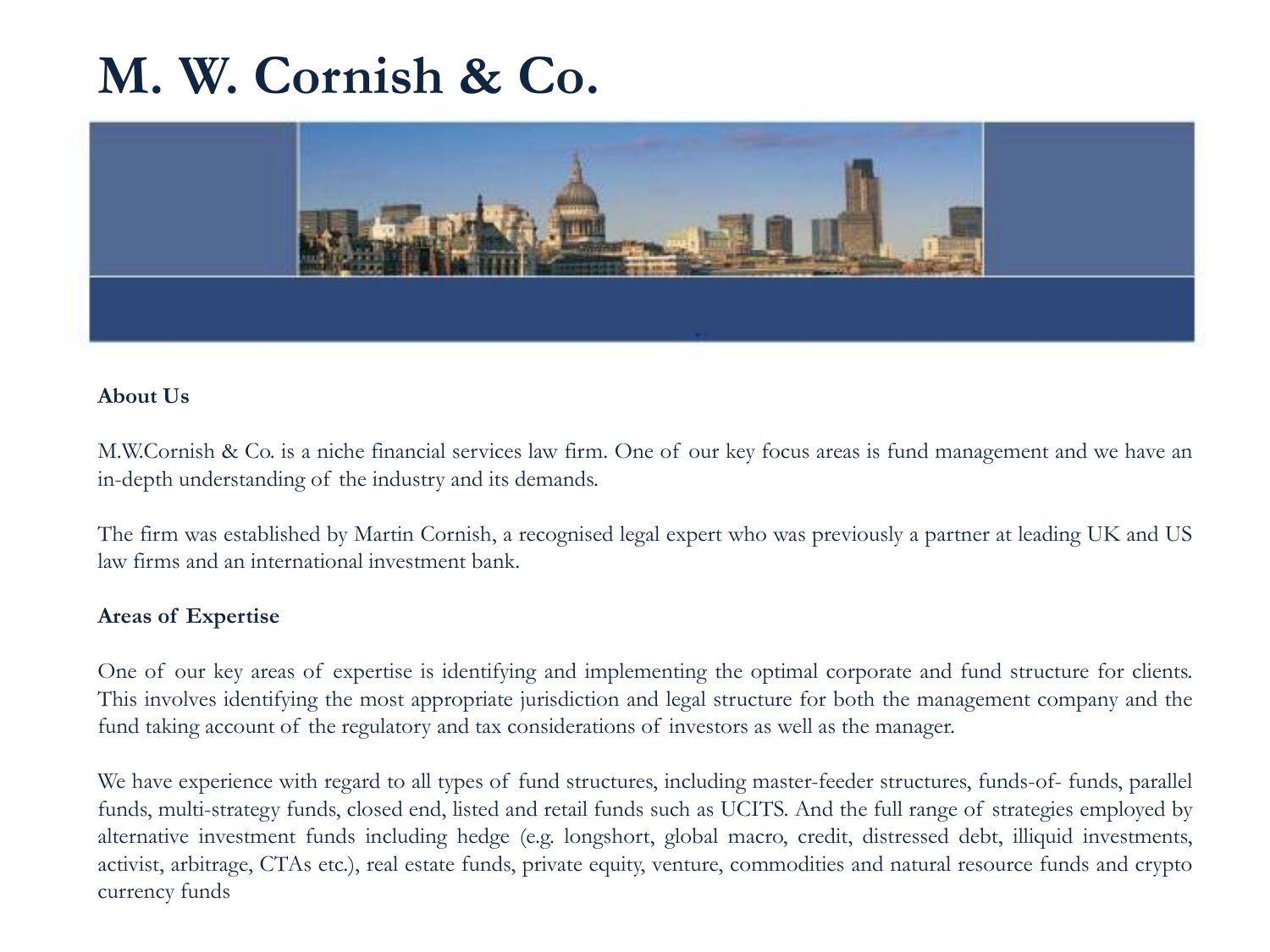# M. W. Cornish & Co.

**About Us**

M.W.Cornish & Co. is a niche financial services law firm. One of our key focus areas is fund management and we have an in-depth understanding of the industry and its demands.

The firm was established by Martin Cornish, a recognised legal expert who was previously a partner at leading UK and US law firms and an international investment bank.

**Areas of Expertise**

One of our key areas of expertise is identifying and implementing the optimal corporate and fund structure for clients. This involves identifying the most appropriate jurisdiction and legal structure for both the management company and the fund taking account of the regulatory and tax considerations of investors as well as the manager.

We have experience with regard to all types of fund structures, including master-feeder structures, funds-of- funds, parallel funds, multi-strategy funds, closed end, listed and retail funds such as UCITS. And the full range of strategies employed by alternative investment funds including hedge (e.g. longshort, global macro, credit, distressed debt, illiquid investments, activist, arbitrage, CTAs etc.), real estate funds, private equity, venture, commodities and natural resource funds and crypto currency funds